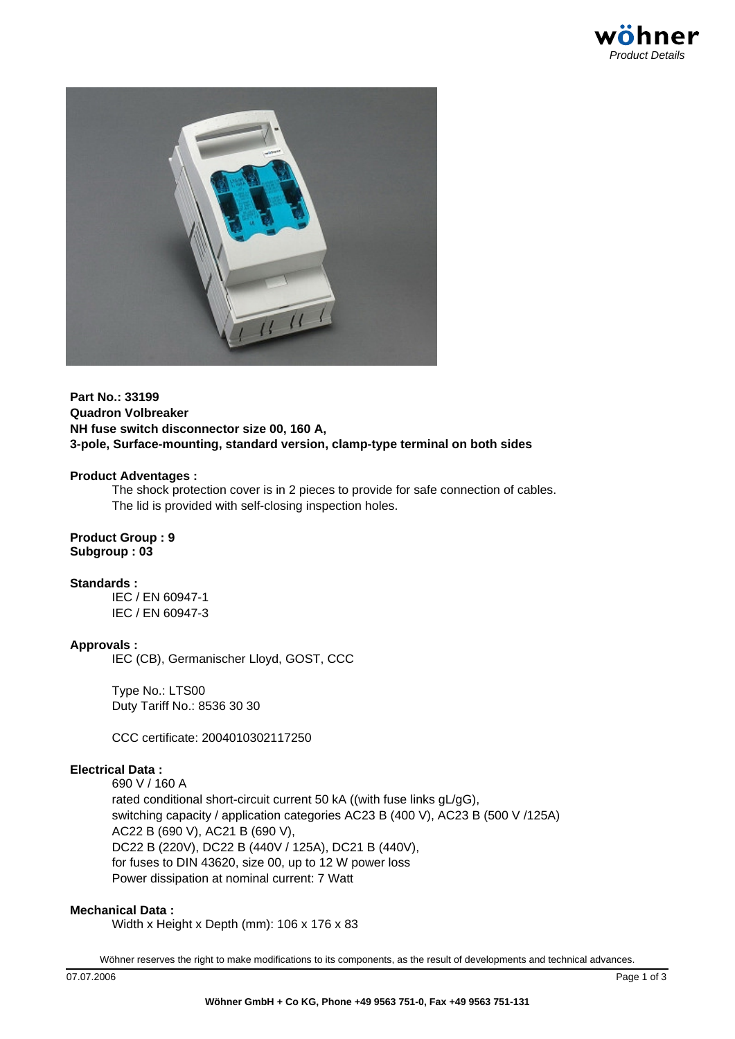**Part No.: 33199**
**Quadron Volbreaker**
**NH fuse switch disconnector size 00, 160 A,**
**3-pole, Surface-mounting, standard version, clamp-type terminal on both sides**

**Product Adventages :**

The shock protection cover is in 2 pieces to provide for safe connection of cables.
The lid is provided with self-closing inspection holes.

**Product Group : 9**
**Subgroup : 03**

**Standards :**

IEC / EN 60947-1
IEC / EN 60947-3

**Approvals :**

IEC (CB), Germanischer Lloyd, GOST, CCC

Type No.: LTS00
Duty Tariff No.: 8536 30 30

CCC certificate: 2004010302117250

**Electrical Data :**

690 V / 160 A
rated conditional short-circuit current 50 kA ((with fuse links gL/gG),
switching capacity / application categories AC23 B (400 V), AC23 B (500 V /125A)
AC22 B (690 V), AC21 B (690 V),
DC22 B (220V), DC22 B (440V / 125A), DC21 B (440V),
for fuses to DIN 43620, size 00, up to 12 W power loss
Power dissipation at nominal current: 7 Watt

**Mechanical Data :**

Width x Height x Depth (mm): 106 x 176 x 83

Wöhner reserves the right to make modifications to its components, as the result of developments and technical advances.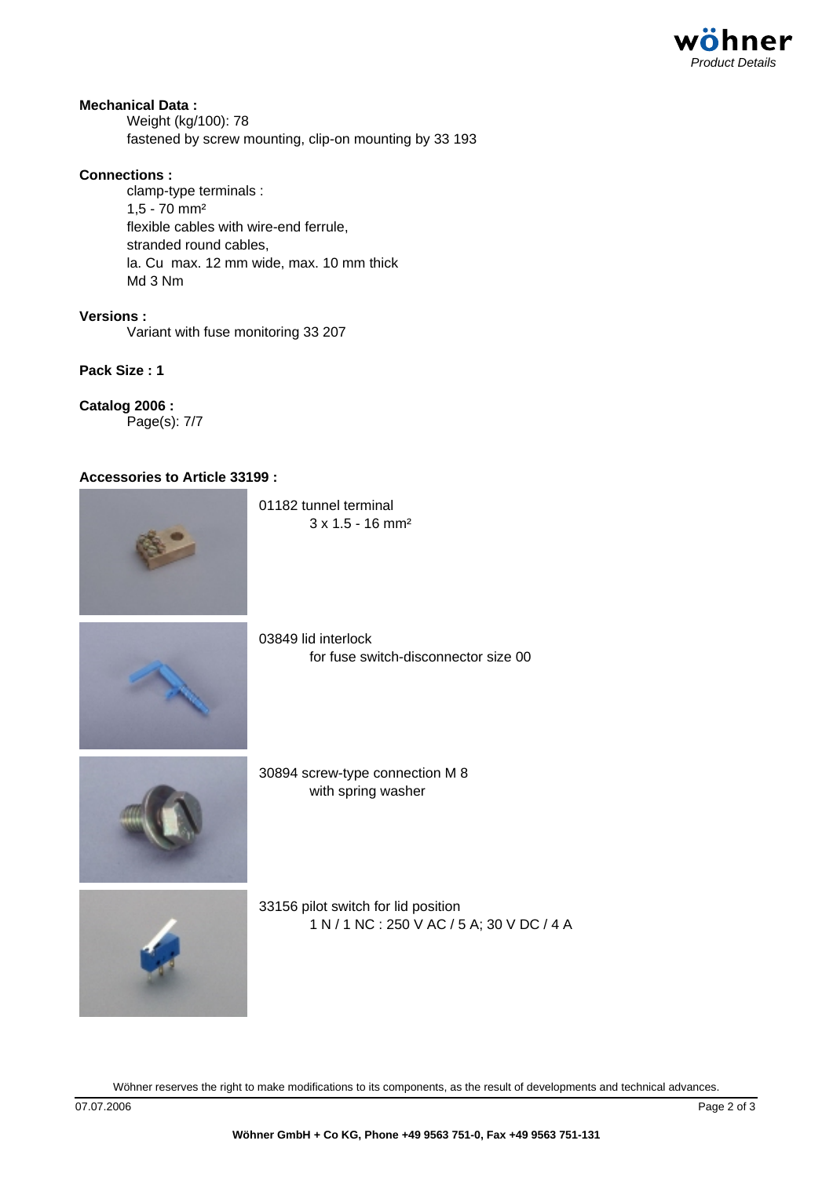**Mechanical Data :**

Weight (kg/100): 78
fastened by screw mounting, clip-on mounting by 33 193

**Connections :**

clamp-type terminals :
1,5 - 70 mm²
flexible cables with wire-end ferrule,
stranded round cables,
la. Cu max. 12 mm wide, max. 10 mm thick
Md 3 Nm

**Versions :**

Variant with fuse monitoring 33 207

**Pack Size : 1**

**Catalog 2006 :**

Page(s): 7/7

**Accessories to Article 33199 :**

01182 tunnel terminal
3 x 1.5 - 16 mm²

03849 lid interlock
for fuse switch-disconnector size 00

30894 screw-type connection M 8
with spring washer

33156 pilot switch for lid position
1 N / 1 NC : 250 V AC / 5 A; 30 V DC / 4 A

Wöhner reserves the right to make modifications to its components, as the result of developments and technical advances.

07.07.2006

**Wöhner GmbH + Co KG, Phone +49 9563 751-0, Fax +49 9563 751-131**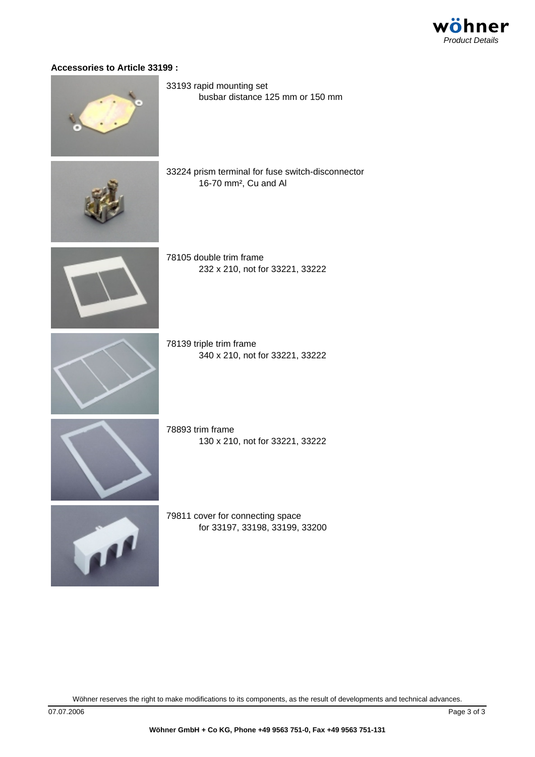**Accessories to Article 33199 :**

33193 rapid mounting set
busbar distance 125 mm or 150 mm

33224 prism terminal for fuse switch-disconnector
16-70 mm², Cu and Al

78105 double trim frame
232 x 210, not for 33221, 33222

78139 triple trim frame
340 x 210, not for 33221, 33222

78893 trim frame
130 x 210, not for 33221, 33222

79811 cover for connecting space
for 33197, 33198, 33199, 33200

Wöhner reserves the right to make modifications to its components, as the result of developments and technical advances.

07.07.2006

**Wöhner GmbH + Co KG, Phone +49 9563 751-0, Fax +49 9563 751-131**